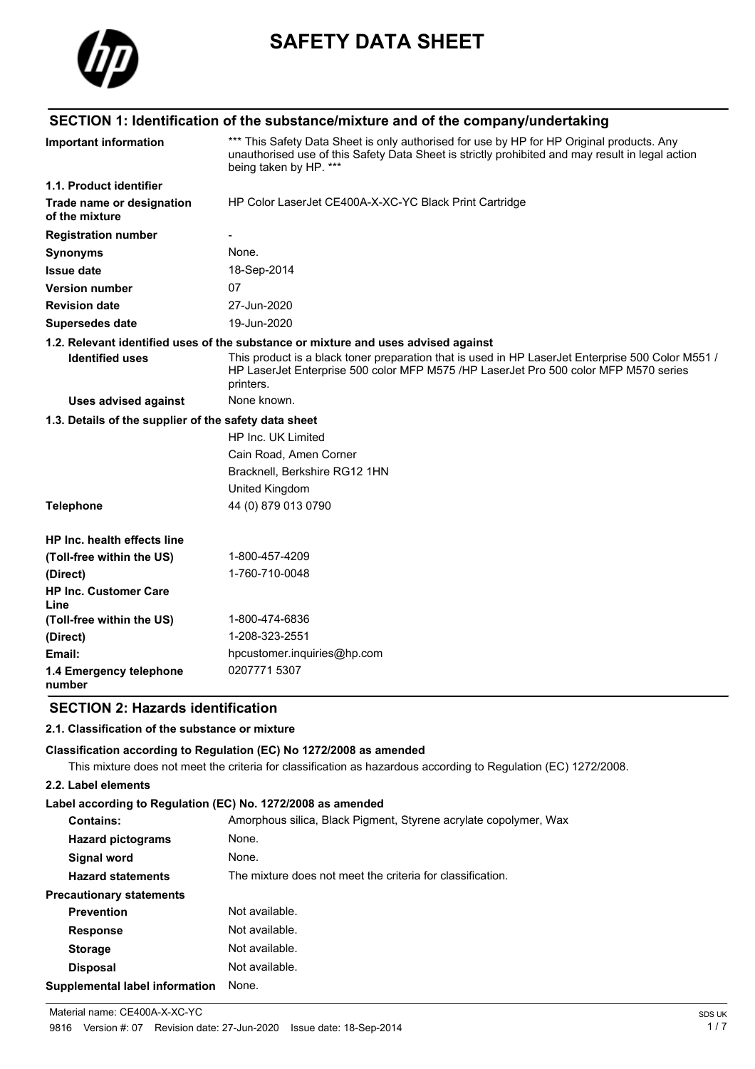# SAFETY DATA SHEET

## SECTION 1: Identification of the substance/mixture and of the company/undertaking

| | |
|---|---|
| **Important information** | *** This Safety Data Sheet is only authorised for use by HP for HP Original products. Any unauthorised use of this Safety Data Sheet is strictly prohibited and may result in legal action being taken by HP. *** |

**1.1. Product identifier**

| | |
|---|---|
| **Trade name or designation of the mixture** | HP Color LaserJet CE400A-X-XC-YC Black Print Cartridge |
| **Registration number** | - |
| **Synonyms** | None. |
| **Issue date** | 18-Sep-2014 |
| **Version number** | 07 |
| **Revision date** | 27-Jun-2020 |
| **Supersedes date** | 19-Jun-2020 |

**1.2. Relevant identified uses of the substance or mixture and uses advised against**

| | |
|---|---|
| **Identified uses** | This product is a black toner preparation that is used in HP LaserJet Enterprise 500 Color M551 / HP LaserJet Enterprise 500 color MFP M575 /HP LaserJet Pro 500 color MFP M570 series printers. |
| **Uses advised against** | None known. |

**1.3. Details of the supplier of the safety data sheet**

HP Inc. UK Limited
Cain Road, Amen Corner
Bracknell, Berkshire RG12 1HN
United Kingdom

| | |
|---|---|
| **Telephone** | 44 (0) 879 013 0790 |
| **HP Inc. health effects line** | |
| **(Toll-free within the US)** | 1-800-457-4209 |
| **(Direct)** | 1-760-710-0048 |
| **HP Inc. Customer Care Line** | |
| **(Toll-free within the US)** | 1-800-474-6836 |
| **(Direct)** | 1-208-323-2551 |
| **Email:** | hpcustomer.inquiries@hp.com |
| **1.4 Emergency telephone number** | 0207771 5307 |

## SECTION 2: Hazards identification

**2.1. Classification of the substance or mixture**

**Classification according to Regulation (EC) No 1272/2008 as amended**

This mixture does not meet the criteria for classification as hazardous according to Regulation (EC) 1272/2008.

**2.2. Label elements**

**Label according to Regulation (EC) No. 1272/2008 as amended**

| | |
|---|---|
| **Contains:** | Amorphous silica, Black Pigment, Styrene acrylate copolymer, Wax |
| **Hazard pictograms** | None. |
| **Signal word** | None. |
| **Hazard statements** | The mixture does not meet the criteria for classification. |
| **Precautionary statements** | |
| **Prevention** | Not available. |
| **Response** | Not available. |
| **Storage** | Not available. |
| **Disposal** | Not available. |
| **Supplemental label information** | None. |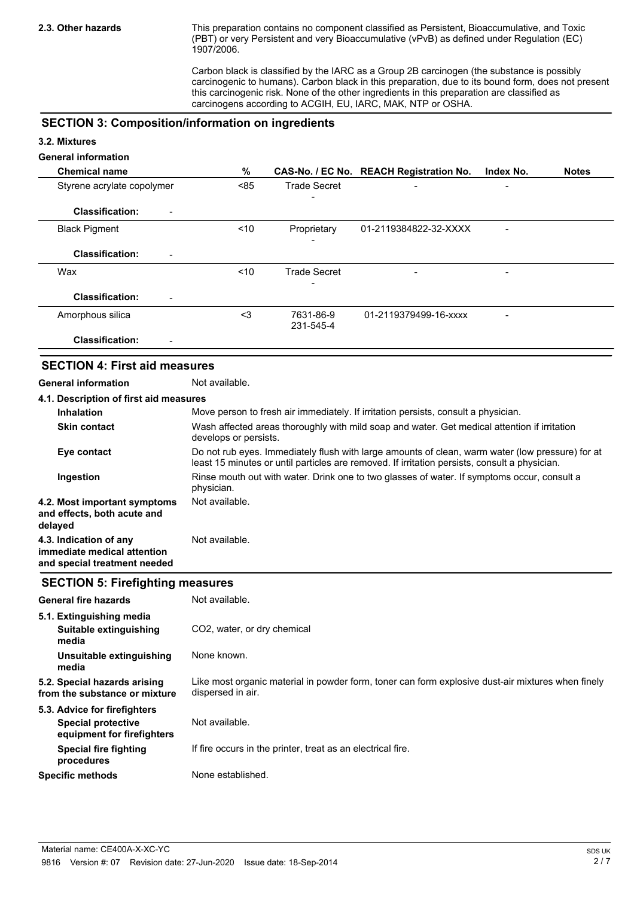**2.3. Other hazards**

This preparation contains no component classified as Persistent, Bioaccumulative, and Toxic (PBT) or very Persistent and very Bioaccumulative (vPvB) as defined under Regulation (EC) 1907/2006.

Carbon black is classified by the IARC as a Group 2B carcinogen (the substance is possibly carcinogenic to humans). Carbon black in this preparation, due to its bound form, does not present this carcinogenic risk. None of the other ingredients in this preparation are classified as carcinogens according to ACGIH, EU, IARC, MAK, NTP or OSHA.

## SECTION 3: Composition/information on ingredients

### 3.2. Mixtures

**General information**

| Chemical name | % | CAS-No. / EC No. | REACH Registration No. | Index No. | Notes |
|---|---|---|---|---|---|
| Styrene acrylate copolymer | <85 | Trade Secret<br>- | - | - | |
| **Classification:** - | | | | | |
| Black Pigment | <10 | Proprietary<br>- | 01-2119384822-32-XXXX | - | |
| **Classification:** - | | | | | |
| Wax | <10 | Trade Secret<br>- | - | - | |
| **Classification:** - | | | | | |
| Amorphous silica | <3 | 7631-86-9<br>231-545-4 | 01-2119379499-16-xxxx | - | |
| **Classification:** - | | | | | |

## SECTION 4: First aid measures

**General information** Not available.

### 4.1. Description of first aid measures

**Inhalation** Move person to fresh air immediately. If irritation persists, consult a physician.

**Skin contact** Wash affected areas thoroughly with mild soap and water. Get medical attention if irritation develops or persists.

**Eye contact** Do not rub eyes. Immediately flush with large amounts of clean, warm water (low pressure) for at least 15 minutes or until particles are removed. If irritation persists, consult a physician.

**Ingestion** Rinse mouth out with water. Drink one to two glasses of water. If symptoms occur, consult a physician.

**4.2. Most important symptoms and effects, both acute and delayed** Not available.

**4.3. Indication of any immediate medical attention and special treatment needed** Not available.

## SECTION 5: Firefighting measures

**General fire hazards** Not available.

### 5.1. Extinguishing media

**Suitable extinguishing media** $CO_2$, water, or dry chemical

**Unsuitable extinguishing media** None known.

**5.2. Special hazards arising from the substance or mixture** Like most organic material in powder form, toner can form explosive dust-air mixtures when finely dispersed in air.

### 5.3. Advice for firefighters

**Special protective equipment for firefighters** Not available.

**Special fire fighting procedures** If fire occurs in the printer, treat as an electrical fire.

**Specific methods** None established.

Material name: CE400A-X-XC-YC

9816 Version #: 07 Revision date: 27-Jun-2020 Issue date: 18-Sep-2014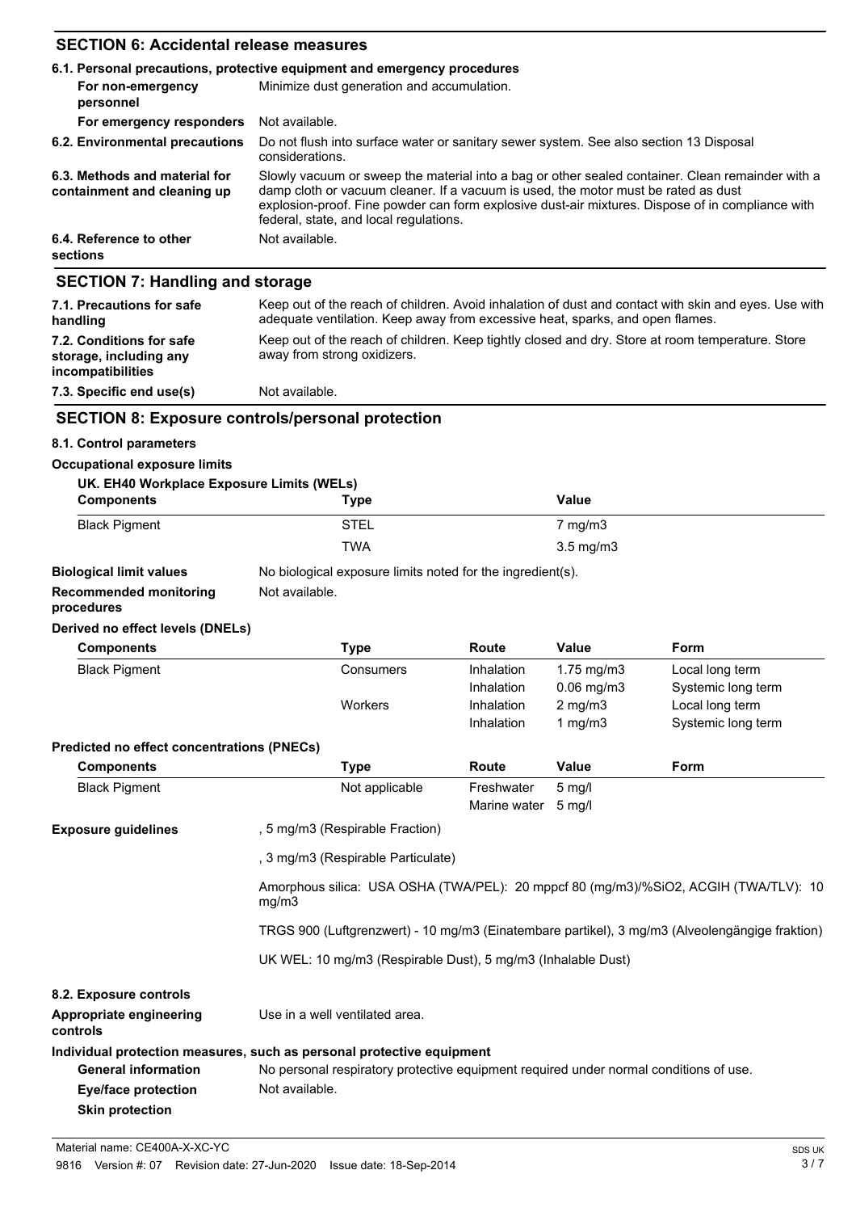## SECTION 6: Accidental release measures

**6.1. Personal precautions, protective equipment and emergency procedures**

| | |
|---|---|
| **For non-emergency personnel** | Minimize dust generation and accumulation. |
| **For emergency responders** | Not available. |
| **6.2. Environmental precautions** | Do not flush into surface water or sanitary sewer system. See also section 13 Disposal considerations. |
| **6.3. Methods and material for containment and cleaning up** | Slowly vacuum or sweep the material into a bag or other sealed container. Clean remainder with a damp cloth or vacuum cleaner. If a vacuum is used, the motor must be rated as dust explosion-proof. Fine powder can form explosive dust-air mixtures. Dispose of in compliance with federal, state, and local regulations. |
| **6.4. Reference to other sections** | Not available. |

## SECTION 7: Handling and storage

| | |
|---|---|
| **7.1. Precautions for safe handling** | Keep out of the reach of children. Avoid inhalation of dust and contact with skin and eyes. Use with adequate ventilation. Keep away from excessive heat, sparks, and open flames. |
| **7.2. Conditions for safe storage, including any incompatibilities** | Keep out of the reach of children. Keep tightly closed and dry. Store at room temperature. Store away from strong oxidizers. |
| **7.3. Specific end use(s)** | Not available. |

## SECTION 8: Exposure controls/personal protection

**8.1. Control parameters**

**Occupational exposure limits**

**UK. EH40 Workplace Exposure Limits (WELs)**

| Components | Type | Value |
|---|---|---|
| Black Pigment | STEL | 7 mg/m3 |
| | TWA | 3.5 mg/m3 |

**Biological limit values** No biological exposure limits noted for the ingredient(s).

**Recommended monitoring procedures** Not available.

**Derived no effect levels (DNELs)**

| Components | Type | Route | Value | Form |
|---|---|---|---|---|
| Black Pigment | Consumers | Inhalation | 1.75 mg/m3 | Local long term |
| | | Inhalation | 0.06 mg/m3 | Systemic long term |
| | Workers | Inhalation | 2 mg/m3 | Local long term |
| | | Inhalation | 1 mg/m3 | Systemic long term |

**Predicted no effect concentrations (PNECs)**

| Components | Type | Route | Value | Form |
|---|---|---|---|---|
| Black Pigment | Not applicable | Freshwater | 5 mg/l | |
| | | Marine water | 5 mg/l | |

**Exposure guidelines**

, 5 mg/m3 (Respirable Fraction)

, 3 mg/m3 (Respirable Particulate)

Amorphous silica: USA OSHA (TWA/PEL): 20 mppcf 80 (mg/m3)/%SiO2, ACGIH (TWA/TLV): 10 mg/m3

TRGS 900 (Luftgrenzwert) - 10 mg/m3 (Einatembare partikel), 3 mg/m3 (Alveolengängige fraktion)

UK WEL: 10 mg/m3 (Respirable Dust), 5 mg/m3 (Inhalable Dust)

**8.2. Exposure controls**

**Appropriate engineering controls** Use in a well ventilated area.

**Individual protection measures, such as personal protective equipment**

**General information** No personal respiratory protective equipment required under normal conditions of use.

**Eye/face protection** Not available.

**Skin protection**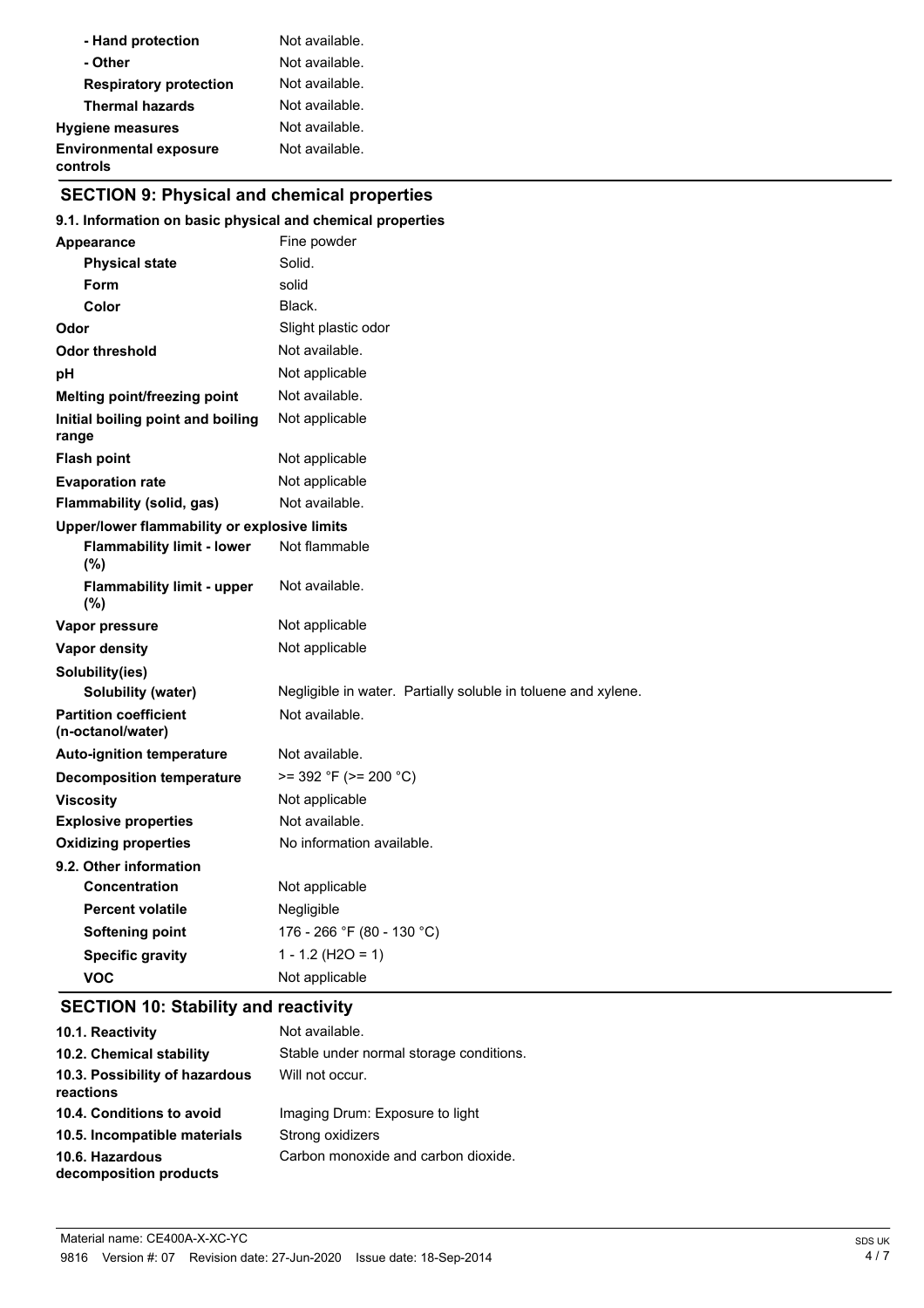| | |
|---|---|
| **- Hand protection** | Not available. |
| **- Other** | Not available. |
| **Respiratory protection** | Not available. |
| **Thermal hazards** | Not available. |
| **Hygiene measures** | Not available. |
| **Environmental exposure controls** | Not available. |

## SECTION 9: Physical and chemical properties

### 9.1. Information on basic physical and chemical properties

| | |
|---|---|
| **Appearance** | Fine powder |
| **Physical state** | Solid. |
| **Form** | solid |
| **Color** | Black. |
| **Odor** | Slight plastic odor |
| **Odor threshold** | Not available. |
| **pH** | Not applicable |
| **Melting point/freezing point** | Not available. |
| **Initial boiling point and boiling range** | Not applicable |
| **Flash point** | Not applicable |
| **Evaporation rate** | Not applicable |
| **Flammability (solid, gas)** | Not available. |
| **Upper/lower flammability or explosive limits** | |
| **Flammability limit - lower (%)** | Not flammable |
| **Flammability limit - upper (%)** | Not available. |
| **Vapor pressure** | Not applicable |
| **Vapor density** | Not applicable |
| **Solubility(ies)** | |
| **Solubility (water)** | Negligible in water. Partially soluble in toluene and xylene. |
| **Partition coefficient (n-octanol/water)** | Not available. |
| **Auto-ignition temperature** | Not available. |
| **Decomposition temperature** | >= 392 °F (>= 200 °C) |
| **Viscosity** | Not applicable |
| **Explosive properties** | Not available. |
| **Oxidizing properties** | No information available. |

### 9.2. Other information

| | |
|---|---|
| **Concentration** | Not applicable |
| **Percent volatile** | Negligible |
| **Softening point** | 176 - 266 °F (80 - 130 °C) |
| **Specific gravity** | 1 - 1.2 ($H_2O$ = 1) |
| **VOC** | Not applicable |

## SECTION 10: Stability and reactivity

| | |
|---|---|
| **10.1. Reactivity** | Not available. |
| **10.2. Chemical stability** | Stable under normal storage conditions. |
| **10.3. Possibility of hazardous reactions** | Will not occur. |
| **10.4. Conditions to avoid** | Imaging Drum: Exposure to light |
| **10.5. Incompatible materials** | Strong oxidizers |
| **10.6. Hazardous decomposition products** | Carbon monoxide and carbon dioxide. |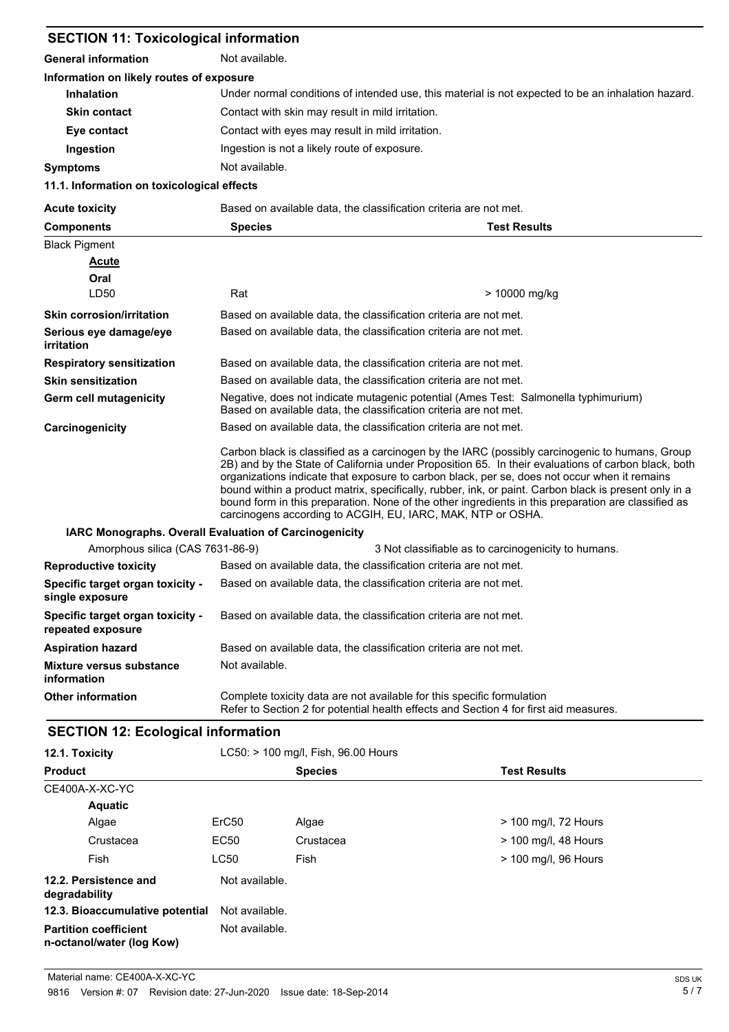## SECTION 11: Toxicological information

**General information** Not available.

**Information on likely routes of exposure**

| | |
|---|---|
| **Inhalation** | Under normal conditions of intended use, this material is not expected to be an inhalation hazard. |
| **Skin contact** | Contact with skin may result in mild irritation. |
| **Eye contact** | Contact with eyes may result in mild irritation. |
| **Ingestion** | Ingestion is not a likely route of exposure. |
| **Symptoms** | Not available. |

**11.1. Information on toxicological effects**

**Acute toxicity** Based on available data, the classification criteria are not met.

| Components | Species | Test Results |
|---|---|---|
| Black Pigment | | |
| **Acute** | | |
| **Oral** | | |
| LD50 | Rat | > 10000 mg/kg |

| | |
|---|---|
| **Skin corrosion/irritation** | Based on available data, the classification criteria are not met. |
| **Serious eye damage/eye irritation** | Based on available data, the classification criteria are not met. |
| **Respiratory sensitization** | Based on available data, the classification criteria are not met. |
| **Skin sensitization** | Based on available data, the classification criteria are not met. |
| **Germ cell mutagenicity** | Negative, does not indicate mutagenic potential (Ames Test: Salmonella typhimurium) Based on available data, the classification criteria are not met. |
| **Carcinogenicity** | Based on available data, the classification criteria are not met. |

Carbon black is classified as a carcinogen by the IARC (possibly carcinogenic to humans, Group 2B) and by the State of California under Proposition 65. In their evaluations of carbon black, both organizations indicate that exposure to carbon black, per se, does not occur when it remains bound within a product matrix, specifically, rubber, ink, or paint. Carbon black is present only in a bound form in this preparation. None of the other ingredients in this preparation are classified as carcinogens according to ACGIH, EU, IARC, MAK, NTP or OSHA.

**IARC Monographs. Overall Evaluation of Carcinogenicity**

| | |
|---|---|
| Amorphous silica (CAS 7631-86-9) | 3 Not classifiable as to carcinogenicity to humans. |

| | |
|---|---|
| **Reproductive toxicity** | Based on available data, the classification criteria are not met. |
| **Specific target organ toxicity - single exposure** | Based on available data, the classification criteria are not met. |
| **Specific target organ toxicity - repeated exposure** | Based on available data, the classification criteria are not met. |
| **Aspiration hazard** | Based on available data, the classification criteria are not met. |
| **Mixture versus substance information** | Not available. |
| **Other information** | Complete toxicity data are not available for this specific formulation<br>Refer to Section 2 for potential health effects and Section 4 for first aid measures. |

## SECTION 12: Ecological information

**12.1. Toxicity** LC50: > 100 mg/l, Fish, 96.00 Hours

| Product | | Species | Test Results |
|---|---|---|---|
| CE400A-X-XC-YC | | | |
| **Aquatic** | | | |
| Algae | ErC50 | Algae | > 100 mg/l, 72 Hours |
| Crustacea | EC50 | Crustacea | > 100 mg/l, 48 Hours |
| Fish | LC50 | Fish | > 100 mg/l, 96 Hours |

| | |
|---|---|
| **12.2. Persistence and degradability** | Not available. |
| **12.3. Bioaccumulative potential** | Not available. |
| **Partition coefficient n-octanol/water (log Kow)** | Not available. |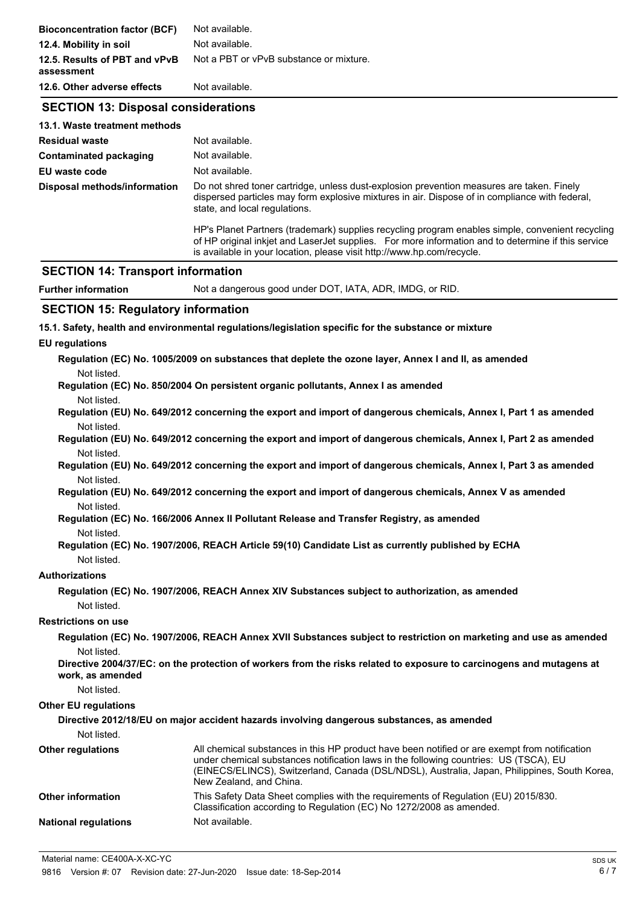| | |
|---|---|
| **Bioconcentration factor (BCF)** | Not available. |
| **12.4. Mobility in soil** | Not available. |
| **12.5. Results of PBT and vPvB assessment** | Not a PBT or vPvB substance or mixture. |
| **12.6. Other adverse effects** | Not available. |

## SECTION 13: Disposal considerations

**13.1. Waste treatment methods**

| | |
|---|---|
| **Residual waste** | Not available. |
| **Contaminated packaging** | Not available. |
| **EU waste code** | Not available. |
| **Disposal methods/information** | Do not shred toner cartridge, unless dust-explosion prevention measures are taken. Finely dispersed particles may form explosive mixtures in air. Dispose of in compliance with federal, state, and local regulations.<br><br>HP's Planet Partners (trademark) supplies recycling program enables simple, convenient recycling of HP original inkjet and LaserJet supplies. For more information and to determine if this service is available in your location, please visit http://www.hp.com/recycle. |

## SECTION 14: Transport information

| | |
|---|---|
| **Further information** | Not a dangerous good under DOT, IATA, ADR, IMDG, or RID. |

## SECTION 15: Regulatory information

**15.1. Safety, health and environmental regulations/legislation specific for the substance or mixture**

**EU regulations**

**Regulation (EC) No. 1005/2009 on substances that deplete the ozone layer, Annex I and II, as amended**

Not listed.

**Regulation (EC) No. 850/2004 On persistent organic pollutants, Annex I as amended**

Not listed.

**Regulation (EU) No. 649/2012 concerning the export and import of dangerous chemicals, Annex I, Part 1 as amended**

Not listed.

**Regulation (EU) No. 649/2012 concerning the export and import of dangerous chemicals, Annex I, Part 2 as amended**

Not listed.

**Regulation (EU) No. 649/2012 concerning the export and import of dangerous chemicals, Annex I, Part 3 as amended**

Not listed.

**Regulation (EU) No. 649/2012 concerning the export and import of dangerous chemicals, Annex V as amended**

Not listed.

**Regulation (EC) No. 166/2006 Annex II Pollutant Release and Transfer Registry, as amended**

Not listed.

**Regulation (EC) No. 1907/2006, REACH Article 59(10) Candidate List as currently published by ECHA**

Not listed.

**Authorizations**

**Regulation (EC) No. 1907/2006, REACH Annex XIV Substances subject to authorization, as amended**

Not listed.

**Restrictions on use**

**Regulation (EC) No. 1907/2006, REACH Annex XVII Substances subject to restriction on marketing and use as amended**

Not listed.

**Directive 2004/37/EC: on the protection of workers from the risks related to exposure to carcinogens and mutagens at work, as amended**

Not listed.

**Other EU regulations**

**Directive 2012/18/EU on major accident hazards involving dangerous substances, as amended**

Not listed.

| | |
|---|---|
| **Other regulations** | All chemical substances in this HP product have been notified or are exempt from notification under chemical substances notification laws in the following countries: US (TSCA), EU (EINECS/ELINCS), Switzerland, Canada (DSL/NDSL), Australia, Japan, Philippines, South Korea, New Zealand, and China. |
| **Other information** | This Safety Data Sheet complies with the requirements of Regulation (EU) 2015/830. Classification according to Regulation (EC) No 1272/2008 as amended. |
| **National regulations** | Not available. |

Material name: CE400A-X-XC-YC
9816 Version #: 07 Revision date: 27-Jun-2020 Issue date: 18-Sep-2014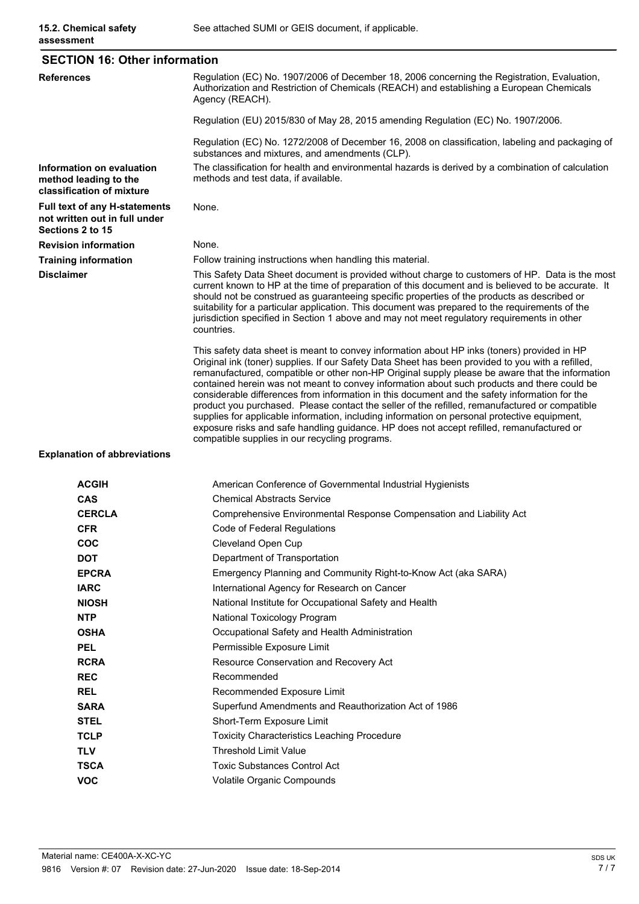| | |
|---|---|
| **15.2. Chemical safety assessment** | See attached SUMI or GEIS document, if applicable. |

## SECTION 16: Other information

| | |
|---|---|
| **References** | Regulation (EC) No. 1907/2006 of December 18, 2006 concerning the Registration, Evaluation, Authorization and Restriction of Chemicals (REACH) and establishing a European Chemicals Agency (REACH).<br><br>Regulation (EU) 2015/830 of May 28, 2015 amending Regulation (EC) No. 1907/2006.<br><br>Regulation (EC) No. 1272/2008 of December 16, 2008 on classification, labeling and packaging of substances and mixtures, and amendments (CLP). |
| **Information on evaluation method leading to the classification of mixture** | The classification for health and environmental hazards is derived by a combination of calculation methods and test data, if available. |
| **Full text of any H-statements not written out in full under Sections 2 to 15** | None. |
| **Revision information** | None. |
| **Training information** | Follow training instructions when handling this material. |
| **Disclaimer** | This Safety Data Sheet document is provided without charge to customers of HP. Data is the most current known to HP at the time of preparation of this document and is believed to be accurate. It should not be construed as guaranteeing specific properties of the products as described or suitability for a particular application. This document was prepared to the requirements of the jurisdiction specified in Section 1 above and may not meet regulatory requirements in other countries.<br><br>This safety data sheet is meant to convey information about HP inks (toners) provided in HP Original ink (toner) supplies. If our Safety Data Sheet has been provided to you with a refilled, remanufactured, compatible or other non-HP Original supply please be aware that the information contained herein was not meant to convey information about such products and there could be considerable differences from information in this document and the safety information for the product you purchased. Please contact the seller of the refilled, remanufactured or compatible supplies for applicable information, including information on personal protective equipment, exposure risks and safe handling guidance. HP does not accept refilled, remanufactured or compatible supplies in our recycling programs. |

**Explanation of abbreviations**

| | |
|---|---|
| **ACGIH** | American Conference of Governmental Industrial Hygienists |
| **CAS** | Chemical Abstracts Service |
| **CERCLA** | Comprehensive Environmental Response Compensation and Liability Act |
| **CFR** | Code of Federal Regulations |
| **COC** | Cleveland Open Cup |
| **DOT** | Department of Transportation |
| **EPCRA** | Emergency Planning and Community Right-to-Know Act (aka SARA) |
| **IARC** | International Agency for Research on Cancer |
| **NIOSH** | National Institute for Occupational Safety and Health |
| **NTP** | National Toxicology Program |
| **OSHA** | Occupational Safety and Health Administration |
| **PEL** | Permissible Exposure Limit |
| **RCRA** | Resource Conservation and Recovery Act |
| **REC** | Recommended |
| **REL** | Recommended Exposure Limit |
| **SARA** | Superfund Amendments and Reauthorization Act of 1986 |
| **STEL** | Short-Term Exposure Limit |
| **TCLP** | Toxicity Characteristics Leaching Procedure |
| **TLV** | Threshold Limit Value |
| **TSCA** | Toxic Substances Control Act |
| **VOC** | Volatile Organic Compounds |